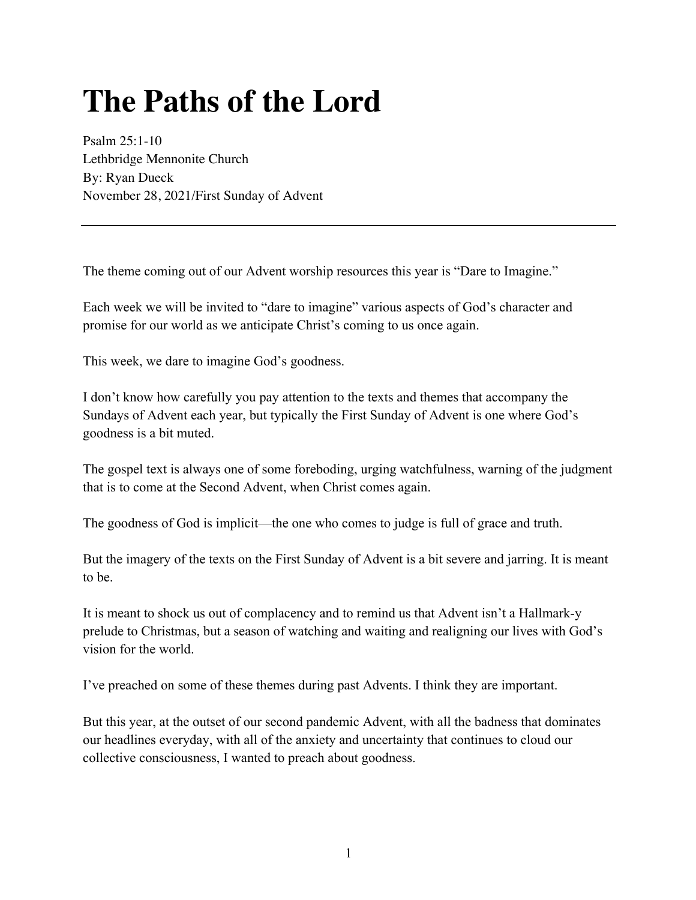# The Paths of the Lord

Psalm 25:1-10
Lethbridge Mennonite Church
By: Ryan Dueck
November 28, 2021/First Sunday of Advent

---

The theme coming out of our Advent worship resources this year is "Dare to Imagine."

Each week we will be invited to "dare to imagine" various aspects of God's character and promise for our world as we anticipate Christ's coming to us once again.

This week, we dare to imagine God's goodness.

I don't know how carefully you pay attention to the texts and themes that accompany the Sundays of Advent each year, but typically the First Sunday of Advent is one where God's goodness is a bit muted.

The gospel text is always one of some foreboding, urging watchfulness, warning of the judgment that is to come at the Second Advent, when Christ comes again.

The goodness of God is implicit—the one who comes to judge is full of grace and truth.

But the imagery of the texts on the First Sunday of Advent is a bit severe and jarring. It is meant to be.

It is meant to shock us out of complacency and to remind us that Advent isn't a Hallmark-y prelude to Christmas, but a season of watching and waiting and realigning our lives with God's vision for the world.

I've preached on some of these themes during past Advents. I think they are important.

But this year, at the outset of our second pandemic Advent, with all the badness that dominates our headlines everyday, with all of the anxiety and uncertainty that continues to cloud our collective consciousness, I wanted to preach about goodness.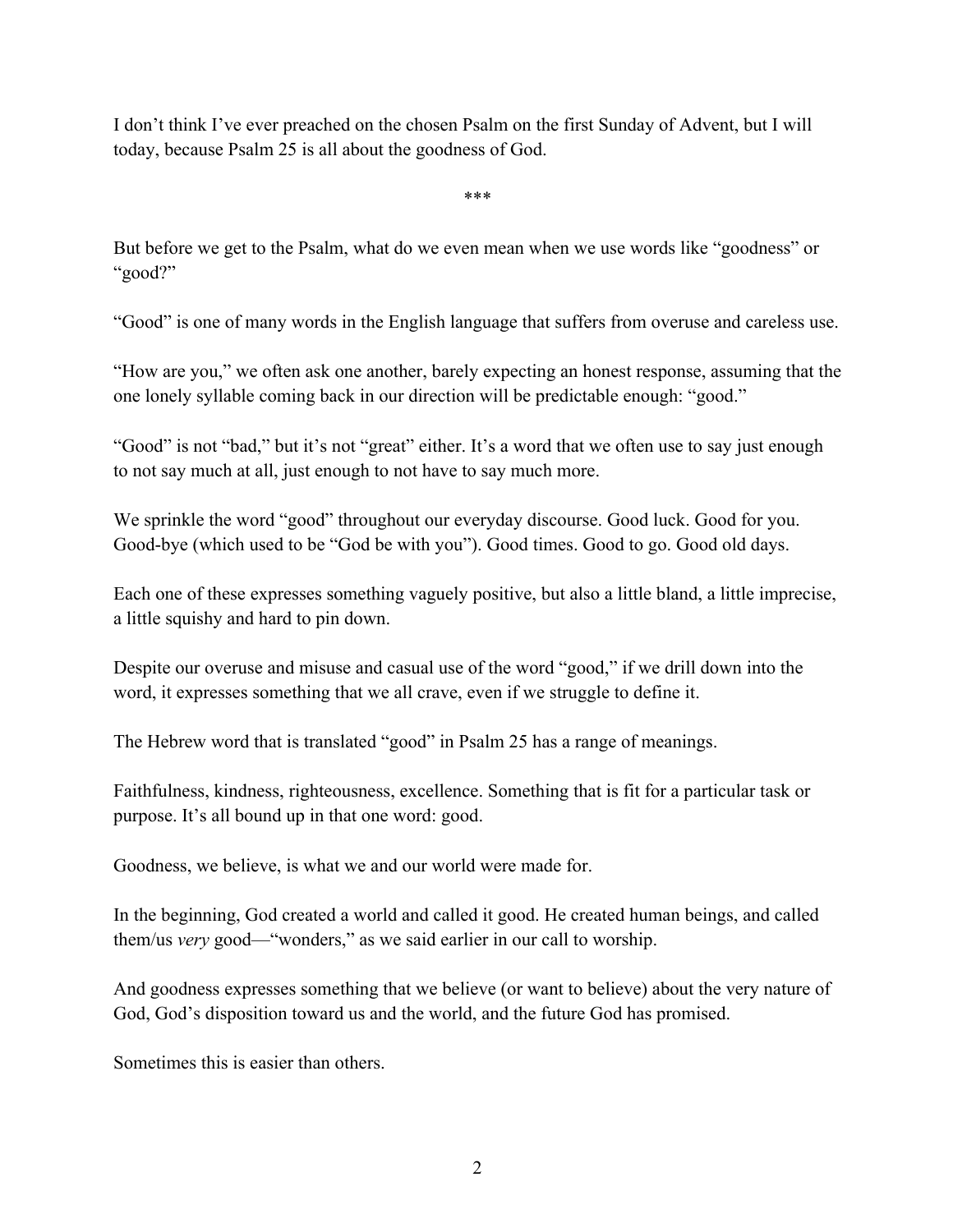I don't think I've ever preached on the chosen Psalm on the first Sunday of Advent, but I will today, because Psalm 25 is all about the goodness of God.

\*\*\*

But before we get to the Psalm, what do we even mean when we use words like "goodness" or "good?"

"Good" is one of many words in the English language that suffers from overuse and careless use.

"How are you," we often ask one another, barely expecting an honest response, assuming that the one lonely syllable coming back in our direction will be predictable enough: "good."

"Good" is not "bad," but it's not "great" either. It's a word that we often use to say just enough to not say much at all, just enough to not have to say much more.

We sprinkle the word "good" throughout our everyday discourse. Good luck. Good for you. Good-bye (which used to be "God be with you"). Good times. Good to go. Good old days.

Each one of these expresses something vaguely positive, but also a little bland, a little imprecise, a little squishy and hard to pin down.

Despite our overuse and misuse and casual use of the word "good," if we drill down into the word, it expresses something that we all crave, even if we struggle to define it.

The Hebrew word that is translated "good" in Psalm 25 has a range of meanings.

Faithfulness, kindness, righteousness, excellence. Something that is fit for a particular task or purpose. It's all bound up in that one word: good.

Goodness, we believe, is what we and our world were made for.

In the beginning, God created a world and called it good. He created human beings, and called them/us *very* good—"wonders," as we said earlier in our call to worship.

And goodness expresses something that we believe (or want to believe) about the very nature of God, God's disposition toward us and the world, and the future God has promised.

Sometimes this is easier than others.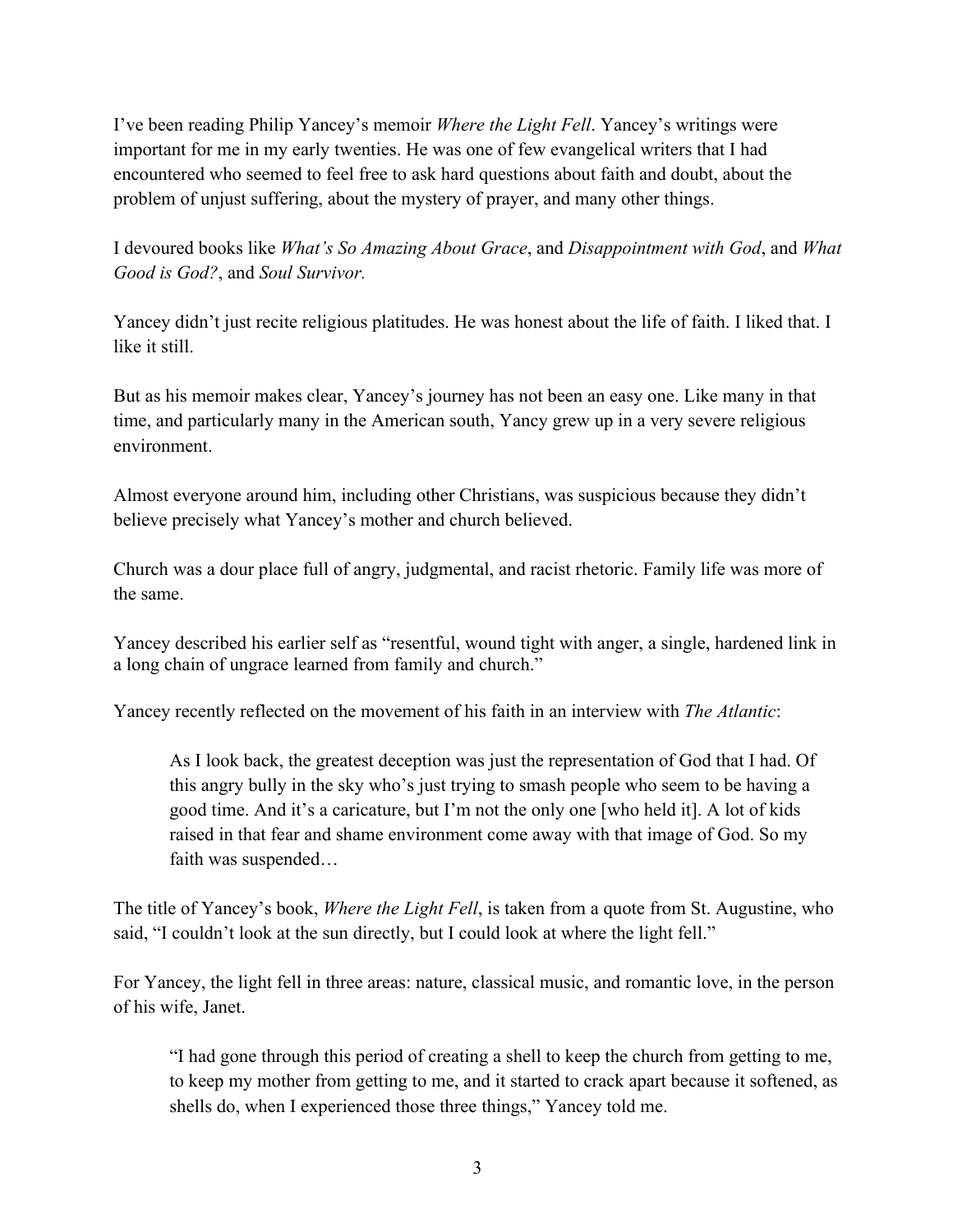I've been reading Philip Yancey's memoir *Where the Light Fell*. Yancey's writings were important for me in my early twenties. He was one of few evangelical writers that I had encountered who seemed to feel free to ask hard questions about faith and doubt, about the problem of unjust suffering, about the mystery of prayer, and many other things.

I devoured books like *What's So Amazing About Grace*, and *Disappointment with God*, and *What Good is God?*, and *Soul Survivor.*

Yancey didn't just recite religious platitudes. He was honest about the life of faith. I liked that. I like it still.

But as his memoir makes clear, Yancey's journey has not been an easy one. Like many in that time, and particularly many in the American south, Yancy grew up in a very severe religious environment.

Almost everyone around him, including other Christians, was suspicious because they didn't believe precisely what Yancey's mother and church believed.

Church was a dour place full of angry, judgmental, and racist rhetoric. Family life was more of the same.

Yancey described his earlier self as "resentful, wound tight with anger, a single, hardened link in a long chain of ungrace learned from family and church."

Yancey recently reflected on the movement of his faith in an interview with *The Atlantic*:

> As I look back, the greatest deception was just the representation of God that I had. Of this angry bully in the sky who's just trying to smash people who seem to be having a good time. And it's a caricature, but I'm not the only one [who held it]. A lot of kids raised in that fear and shame environment come away with that image of God. So my faith was suspended…

The title of Yancey's book, *Where the Light Fell*, is taken from a quote from St. Augustine, who said, "I couldn't look at the sun directly, but I could look at where the light fell."

For Yancey, the light fell in three areas: nature, classical music, and romantic love, in the person of his wife, Janet.

> "I had gone through this period of creating a shell to keep the church from getting to me, to keep my mother from getting to me, and it started to crack apart because it softened, as shells do, when I experienced those three things," Yancey told me.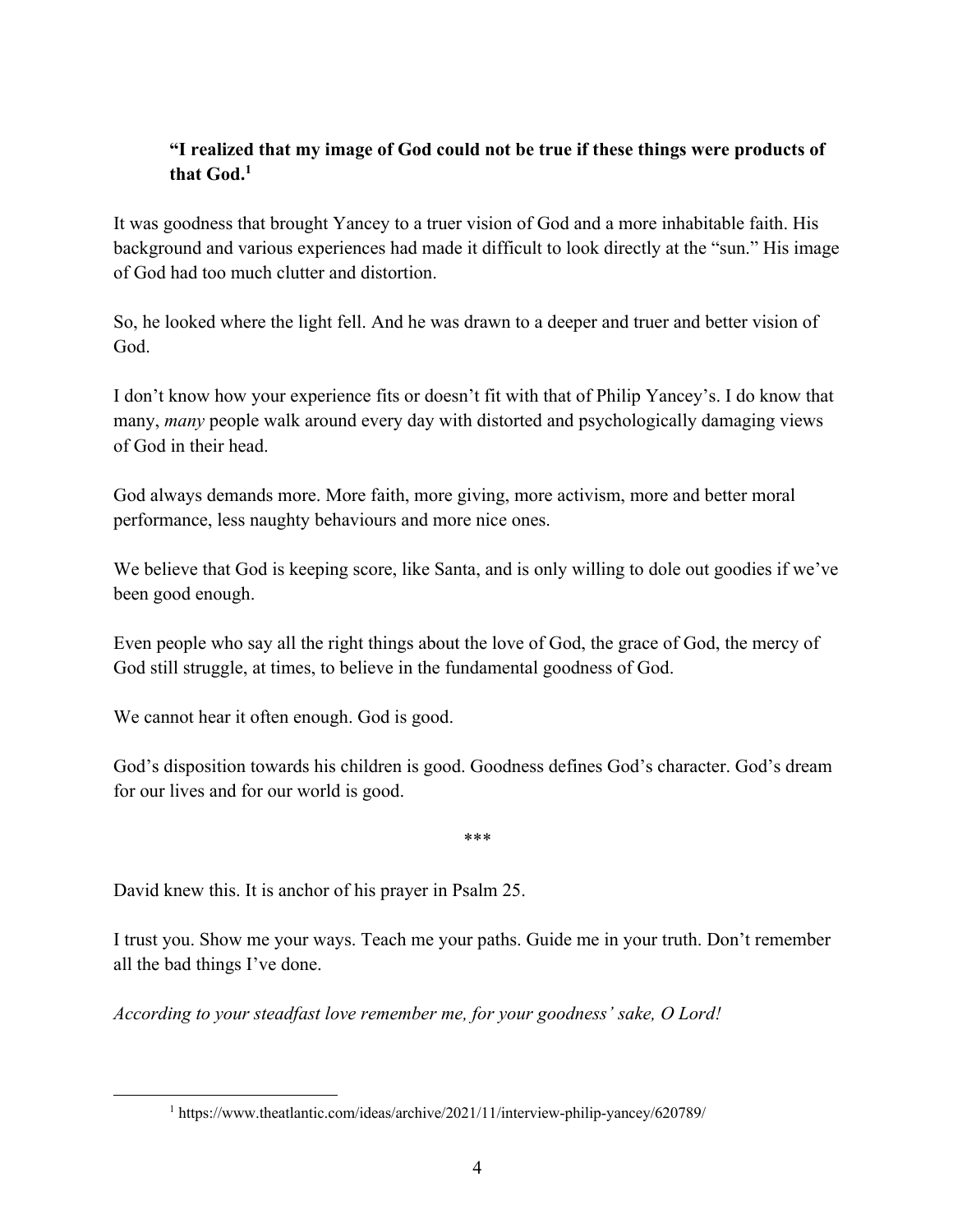**“I realized that my image of God could not be true if these things were products of that God.**[1]

It was goodness that brought Yancey to a truer vision of God and a more inhabitable faith. His background and various experiences had made it difficult to look directly at the “sun.” His image of God had too much clutter and distortion.

So, he looked where the light fell. And he was drawn to a deeper and truer and better vision of God.

I don’t know how your experience fits or doesn’t fit with that of Philip Yancey’s. I do know that many, *many* people walk around every day with distorted and psychologically damaging views of God in their head.

God always demands more. More faith, more giving, more activism, more and better moral performance, less naughty behaviours and more nice ones.

We believe that God is keeping score, like Santa, and is only willing to dole out goodies if we’ve been good enough.

Even people who say all the right things about the love of God, the grace of God, the mercy of God still struggle, at times, to believe in the fundamental goodness of God.

We cannot hear it often enough. God is good.

God’s disposition towards his children is good. Goodness defines God’s character. God’s dream for our lives and for our world is good.

***

David knew this. It is anchor of his prayer in Psalm 25.

I trust you. Show me your ways. Teach me your paths. Guide me in your truth. Don’t remember all the bad things I’ve done.

*According to your steadfast love remember me, for your goodness’ sake, O Lord!*

---

[1] https://www.theatlantic.com/ideas/archive/2021/11/interview-philip-yancey/620789/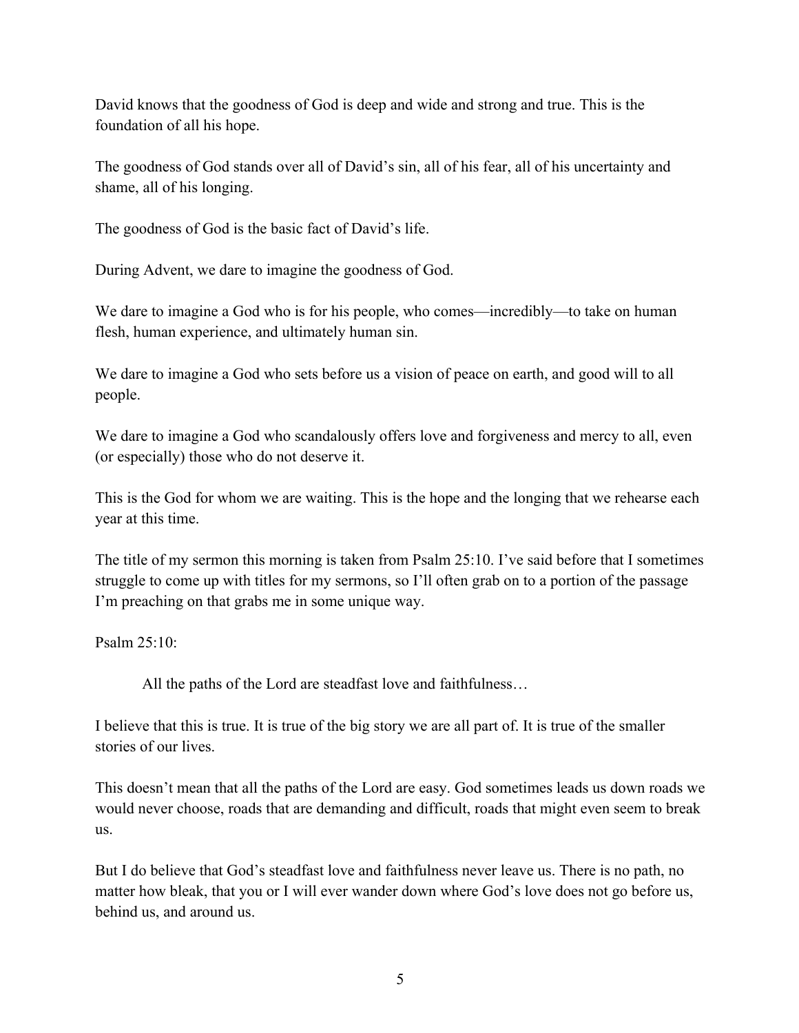David knows that the goodness of God is deep and wide and strong and true. This is the foundation of all his hope.

The goodness of God stands over all of David's sin, all of his fear, all of his uncertainty and shame, all of his longing.

The goodness of God is the basic fact of David's life.

During Advent, we dare to imagine the goodness of God.

We dare to imagine a God who is for his people, who comes—incredibly—to take on human flesh, human experience, and ultimately human sin.

We dare to imagine a God who sets before us a vision of peace on earth, and good will to all people.

We dare to imagine a God who scandalously offers love and forgiveness and mercy to all, even (or especially) those who do not deserve it.

This is the God for whom we are waiting. This is the hope and the longing that we rehearse each year at this time.

The title of my sermon this morning is taken from Psalm 25:10. I've said before that I sometimes struggle to come up with titles for my sermons, so I'll often grab on to a portion of the passage I'm preaching on that grabs me in some unique way.

Psalm 25:10:

> All the paths of the Lord are steadfast love and faithfulness…

I believe that this is true. It is true of the big story we are all part of. It is true of the smaller stories of our lives.

This doesn't mean that all the paths of the Lord are easy. God sometimes leads us down roads we would never choose, roads that are demanding and difficult, roads that might even seem to break us.

But I do believe that God's steadfast love and faithfulness never leave us. There is no path, no matter how bleak, that you or I will ever wander down where God's love does not go before us, behind us, and around us.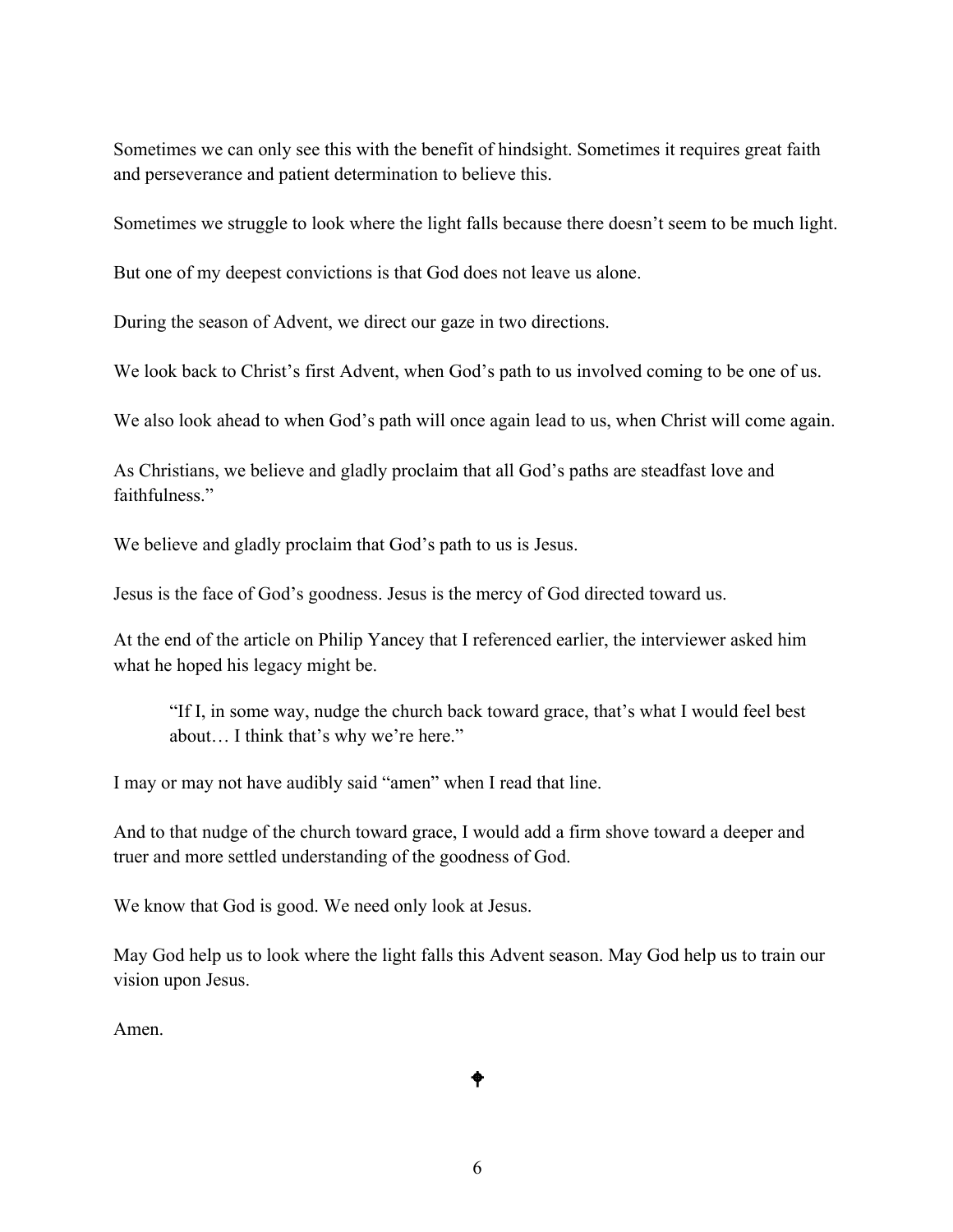Sometimes we can only see this with the benefit of hindsight. Sometimes it requires great faith and perseverance and patient determination to believe this.

Sometimes we struggle to look where the light falls because there doesn't seem to be much light.

But one of my deepest convictions is that God does not leave us alone.

During the season of Advent, we direct our gaze in two directions.

We look back to Christ's first Advent, when God's path to us involved coming to be one of us.

We also look ahead to when God's path will once again lead to us, when Christ will come again.

As Christians, we believe and gladly proclaim that all God's paths are steadfast love and faithfulness."

We believe and gladly proclaim that God's path to us is Jesus.

Jesus is the face of God's goodness. Jesus is the mercy of God directed toward us.

At the end of the article on Philip Yancey that I referenced earlier, the interviewer asked him what he hoped his legacy might be.

> "If I, in some way, nudge the church back toward grace, that's what I would feel best about… I think that's why we're here."

I may or may not have audibly said "amen" when I read that line.

And to that nudge of the church toward grace, I would add a firm shove toward a deeper and truer and more settled understanding of the goodness of God.

We know that God is good. We need only look at Jesus.

May God help us to look where the light falls this Advent season. May God help us to train our vision upon Jesus.

Amen.

⌖